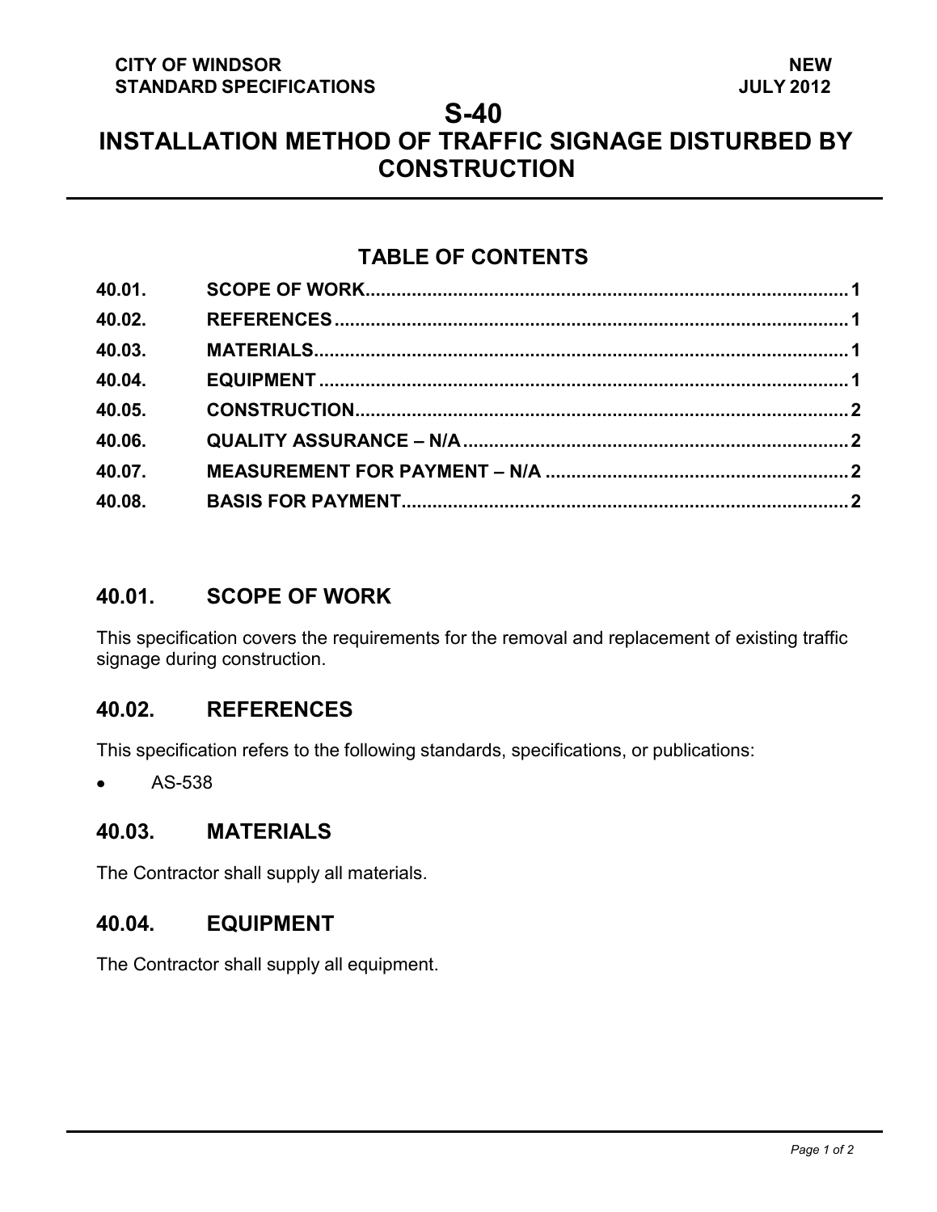CITY OF WINDSOR
STANDARD SPECIFICATIONS

NEW
JULY 2012

# S-40
# INSTALLATION METHOD OF TRAFFIC SIGNAGE DISTURBED BY CONSTRUCTION

## TABLE OF CONTENTS

| | | |
|---|---|---|
| 40.01. | SCOPE OF WORK | 1 |
| 40.02. | REFERENCES | 1 |
| 40.03. | MATERIALS | 1 |
| 40.04. | EQUIPMENT | 1 |
| 40.05. | CONSTRUCTION | 2 |
| 40.06. | QUALITY ASSURANCE – N/A | 2 |
| 40.07. | MEASUREMENT FOR PAYMENT – N/A | 2 |
| 40.08. | BASIS FOR PAYMENT | 2 |

## 40.01. SCOPE OF WORK

This specification covers the requirements for the removal and replacement of existing traffic signage during construction.

## 40.02. REFERENCES

This specification refers to the following standards, specifications, or publications:

- AS-538

## 40.03. MATERIALS

The Contractor shall supply all materials.

## 40.04. EQUIPMENT

The Contractor shall supply all equipment.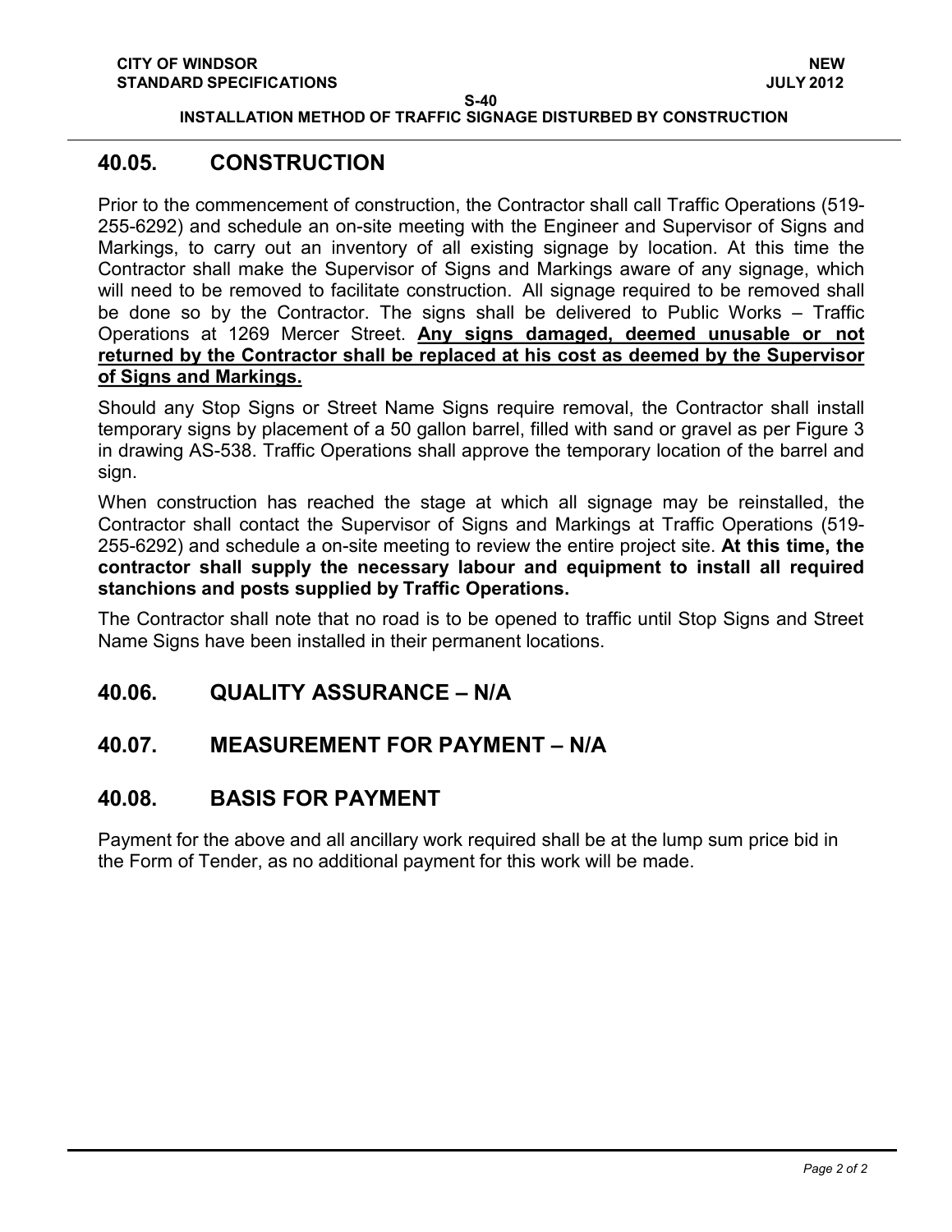## 40.05. CONSTRUCTION

Prior to the commencement of construction, the Contractor shall call Traffic Operations (519-255-6292) and schedule an on-site meeting with the Engineer and Supervisor of Signs and Markings, to carry out an inventory of all existing signage by location. At this time the Contractor shall make the Supervisor of Signs and Markings aware of any signage, which will need to be removed to facilitate construction. All signage required to be removed shall be done so by the Contractor. The signs shall be delivered to Public Works – Traffic Operations at 1269 Mercer Street. **Any signs damaged, deemed unusable or not returned by the Contractor shall be replaced at his cost as deemed by the Supervisor of Signs and Markings.**

Should any Stop Signs or Street Name Signs require removal, the Contractor shall install temporary signs by placement of a 50 gallon barrel, filled with sand or gravel as per Figure 3 in drawing AS-538. Traffic Operations shall approve the temporary location of the barrel and sign.

When construction has reached the stage at which all signage may be reinstalled, the Contractor shall contact the Supervisor of Signs and Markings at Traffic Operations (519-255-6292) and schedule a on-site meeting to review the entire project site. **At this time, the contractor shall supply the necessary labour and equipment to install all required stanchions and posts supplied by Traffic Operations.**

The Contractor shall note that no road is to be opened to traffic until Stop Signs and Street Name Signs have been installed in their permanent locations.

## 40.06. QUALITY ASSURANCE – N/A

## 40.07. MEASUREMENT FOR PAYMENT – N/A

## 40.08. BASIS FOR PAYMENT

Payment for the above and all ancillary work required shall be at the lump sum price bid in the Form of Tender, as no additional payment for this work will be made.